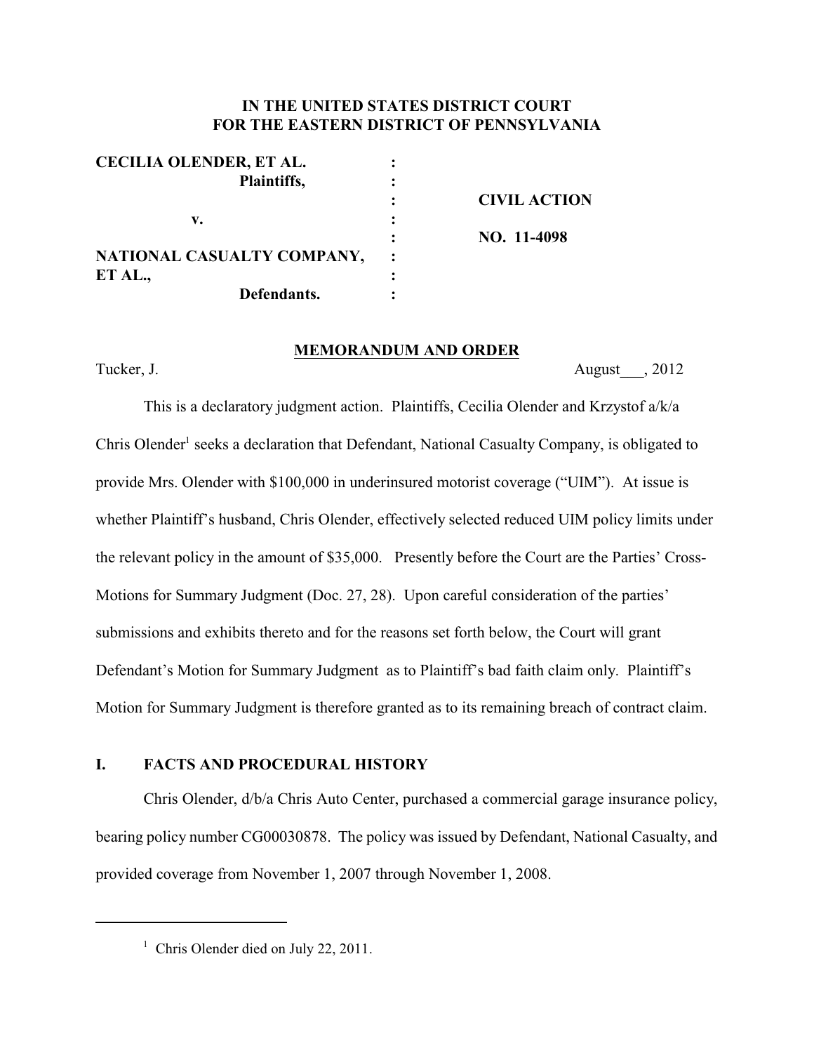**IN THE UNITED STATES DISTRICT COURT**
**FOR THE EASTERN DISTRICT OF PENNSYLVANIA**

| | | |
|---|---|---|
| **CECILIA OLENDER, ET AL.** | : | |
| **Plaintiffs,** | : | |
| | : | **CIVIL ACTION** |
| **v.** | : | |
| | : | **NO. 11-4098** |
| **NATIONAL CASUALTY COMPANY,** | : | |
| **ET AL.,** | : | |
| **Defendants.** | : | |

**MEMORANDUM AND ORDER**

Tucker, J. August___, 2012

This is a declaratory judgment action. Plaintiffs, Cecilia Olender and Krzystof a/k/a Chris Olender[1] seeks a declaration that Defendant, National Casualty Company, is obligated to provide Mrs. Olender with $100,000 in underinsured motorist coverage ("UIM"). At issue is whether Plaintiff's husband, Chris Olender, effectively selected reduced UIM policy limits under the relevant policy in the amount of $35,000. Presently before the Court are the Parties' Cross-Motions for Summary Judgment (Doc. 27, 28). Upon careful consideration of the parties' submissions and exhibits thereto and for the reasons set forth below, the Court will grant Defendant's Motion for Summary Judgment as to Plaintiff's bad faith claim only. Plaintiff's Motion for Summary Judgment is therefore granted as to its remaining breach of contract claim.

## I. FACTS AND PROCEDURAL HISTORY

Chris Olender, d/b/a Chris Auto Center, purchased a commercial garage insurance policy, bearing policy number CG00030878. The policy was issued by Defendant, National Casualty, and provided coverage from November 1, 2007 through November 1, 2008.

[1] Chris Olender died on July 22, 2011.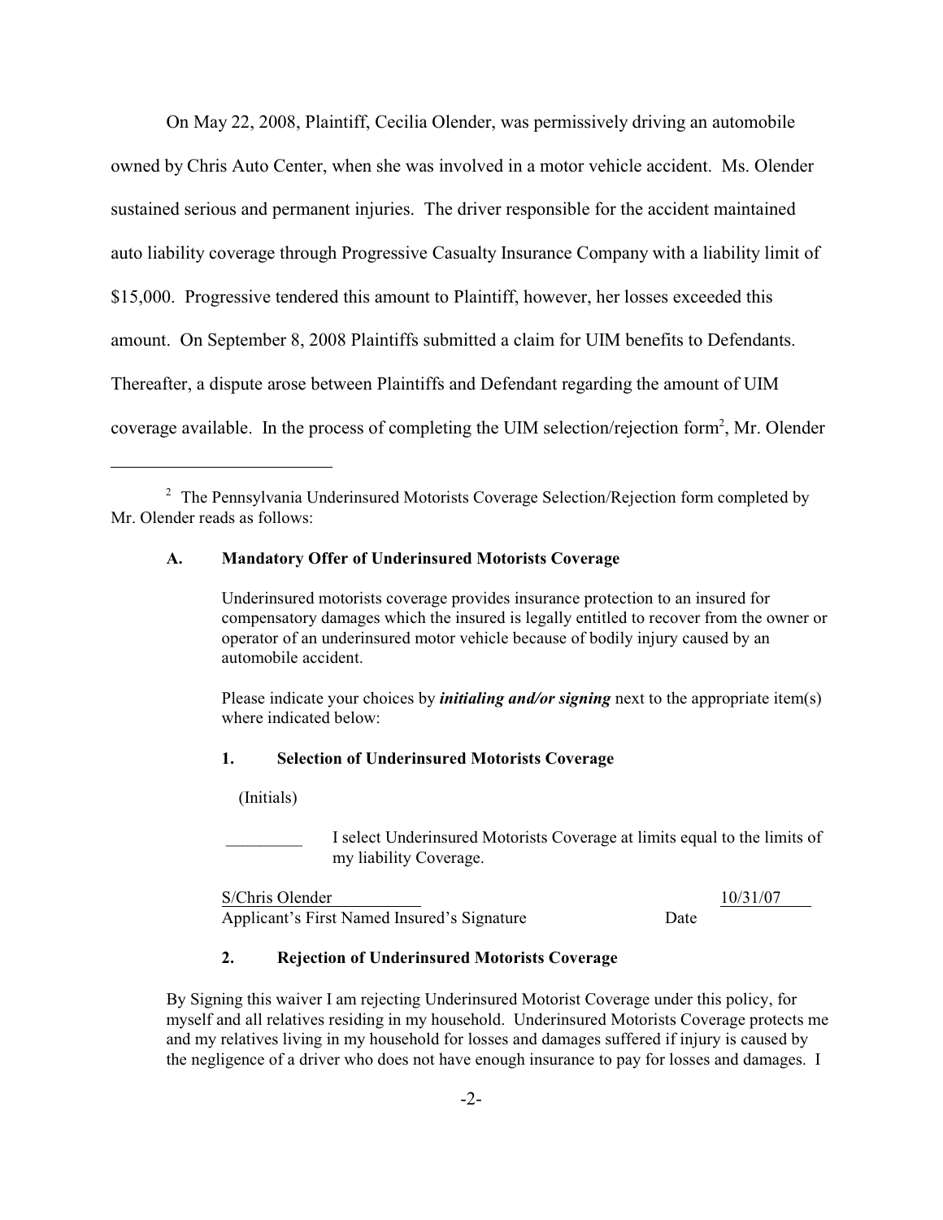On May 22, 2008, Plaintiff, Cecilia Olender, was permissively driving an automobile owned by Chris Auto Center, when she was involved in a motor vehicle accident. Ms. Olender sustained serious and permanent injuries. The driver responsible for the accident maintained auto liability coverage through Progressive Casualty Insurance Company with a liability limit of $15,000. Progressive tendered this amount to Plaintiff, however, her losses exceeded this amount. On September 8, 2008 Plaintiffs submitted a claim for UIM benefits to Defendants. Thereafter, a dispute arose between Plaintiffs and Defendant regarding the amount of UIM coverage available. In the process of completing the UIM selection/rejection form[2], Mr. Olender

---

[2] The Pennsylvania Underinsured Motorists Coverage Selection/Rejection form completed by Mr. Olender reads as follows:

**A. Mandatory Offer of Underinsured Motorists Coverage**

Underinsured motorists coverage provides insurance protection to an insured for compensatory damages which the insured is legally entitled to recover from the owner or operator of an underinsured motor vehicle because of bodily injury caused by an automobile accident.

Please indicate your choices by ***initialing and/or signing*** next to the appropriate item(s) where indicated below:

**1. Selection of Underinsured Motorists Coverage**

(Initials)

_________ I select Underinsured Motorists Coverage at limits equal to the limits of my liability Coverage.

S/Chris Olender — 10/31/07
Applicant's First Named Insured's Signature — Date

**2. Rejection of Underinsured Motorists Coverage**

By Signing this waiver I am rejecting Underinsured Motorist Coverage under this policy, for myself and all relatives residing in my household. Underinsured Motorists Coverage protects me and my relatives living in my household for losses and damages suffered if injury is caused by the negligence of a driver who does not have enough insurance to pay for losses and damages. I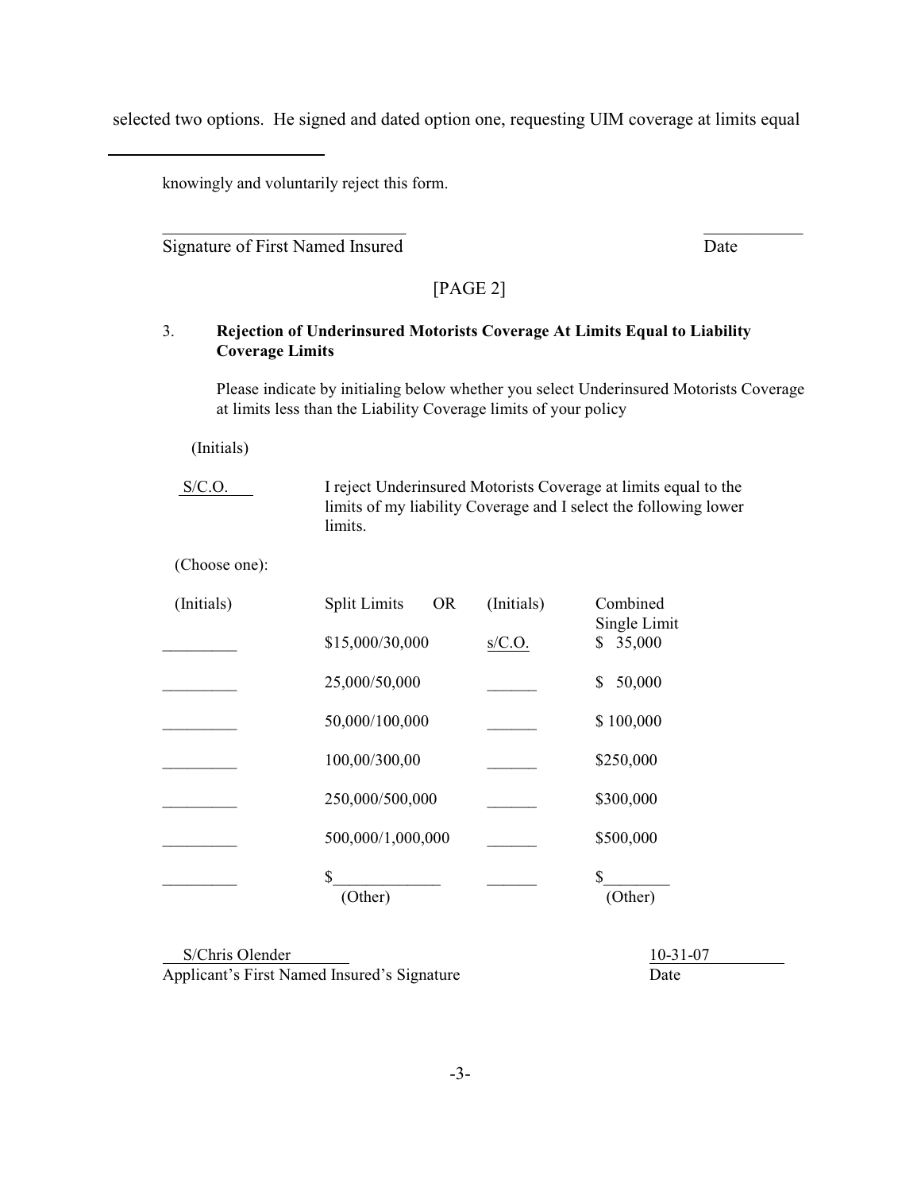selected two options. He signed and dated option one, requesting UIM coverage at limits equal

---

knowingly and voluntarily reject this form.

\_\_\_\_\_\_\_\_\_\_\_\_\_\_\_\_\_\_\_\_\_\_\_\_\_\_\_\_\_\_ \_\_\_\_\_\_\_\_\_\_\_\_
Signature of First Named Insured Date

[PAGE 2]

3. **Rejection of Underinsured Motorists Coverage At Limits Equal to Liability Coverage Limits**

Please indicate by initialing below whether you select Underinsured Motorists Coverage at limits less than the Liability Coverage limits of your policy

(Initials)

S/C.O. I reject Underinsured Motorists Coverage at limits equal to the limits of my liability Coverage and I select the following lower limits.

(Choose one):

| (Initials) | Split Limits OR | (Initials) | Combined Single Limit |
|---|---|---|---|
| \_\_\_\_\_\_\_\_\_ | $15,000/30,000 | s/C.O. | $ 35,000 |
| \_\_\_\_\_\_\_\_\_ | 25,000/50,000 | \_\_\_\_\_\_ | $ 50,000 |
| \_\_\_\_\_\_\_\_\_ | 50,000/100,000 | \_\_\_\_\_\_ | $ 100,000 |
| \_\_\_\_\_\_\_\_\_ | 100,00/300,00 | \_\_\_\_\_\_ | $250,000 |
| \_\_\_\_\_\_\_\_\_ | 250,000/500,000 | \_\_\_\_\_\_ | $300,000 |
| \_\_\_\_\_\_\_\_\_ | 500,000/1,000,000 | \_\_\_\_\_\_ | $500,000 |
| \_\_\_\_\_\_\_\_\_ | $\_\_\_\_\_\_\_\_\_\_\_\_\_ (Other) | \_\_\_\_\_\_ | $\_\_\_\_\_\_\_\_ (Other) |

S/Chris Olender 10-31-07
Applicant's First Named Insured's Signature Date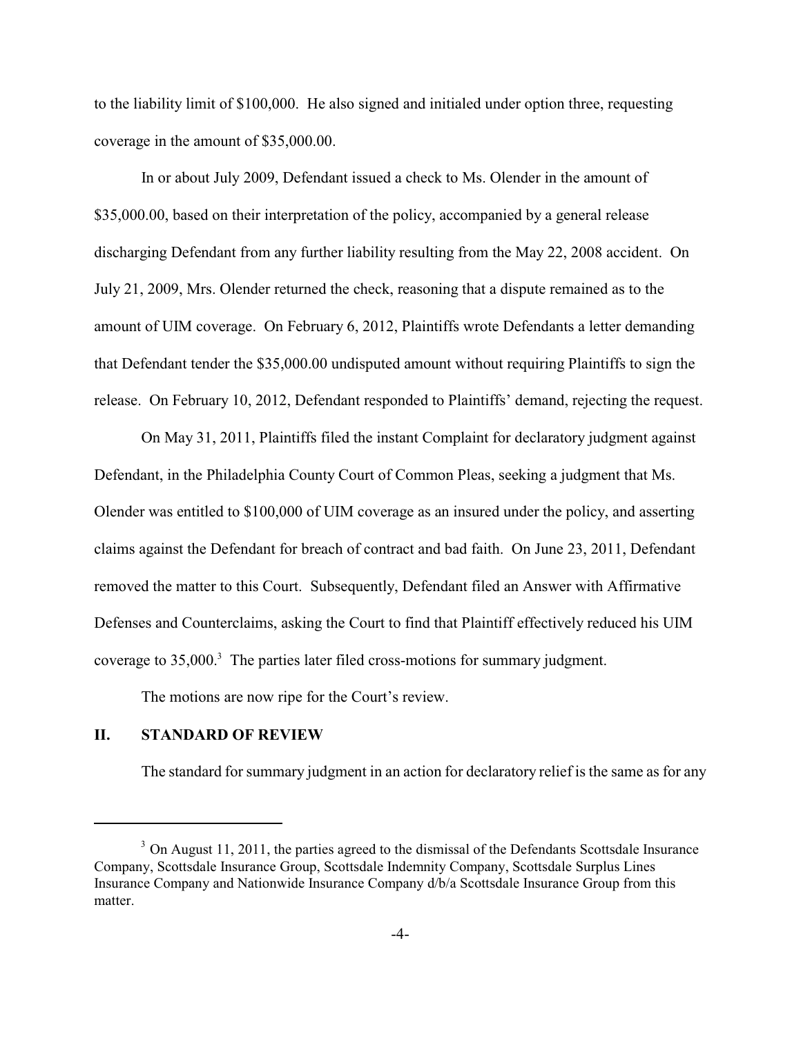to the liability limit of $100,000. He also signed and initialed under option three, requesting coverage in the amount of $35,000.00.

In or about July 2009, Defendant issued a check to Ms. Olender in the amount of $35,000.00, based on their interpretation of the policy, accompanied by a general release discharging Defendant from any further liability resulting from the May 22, 2008 accident. On July 21, 2009, Mrs. Olender returned the check, reasoning that a dispute remained as to the amount of UIM coverage. On February 6, 2012, Plaintiffs wrote Defendants a letter demanding that Defendant tender the $35,000.00 undisputed amount without requiring Plaintiffs to sign the release. On February 10, 2012, Defendant responded to Plaintiffs' demand, rejecting the request.

On May 31, 2011, Plaintiffs filed the instant Complaint for declaratory judgment against Defendant, in the Philadelphia County Court of Common Pleas, seeking a judgment that Ms. Olender was entitled to $100,000 of UIM coverage as an insured under the policy, and asserting claims against the Defendant for breach of contract and bad faith. On June 23, 2011, Defendant removed the matter to this Court. Subsequently, Defendant filed an Answer with Affirmative Defenses and Counterclaims, asking the Court to find that Plaintiff effectively reduced his UIM coverage to 35,000.[3] The parties later filed cross-motions for summary judgment.

The motions are now ripe for the Court's review.

## II. STANDARD OF REVIEW

The standard for summary judgment in an action for declaratory relief is the same as for any

---

[3] On August 11, 2011, the parties agreed to the dismissal of the Defendants Scottsdale Insurance Company, Scottsdale Insurance Group, Scottsdale Indemnity Company, Scottsdale Surplus Lines Insurance Company and Nationwide Insurance Company d/b/a Scottsdale Insurance Group from this matter.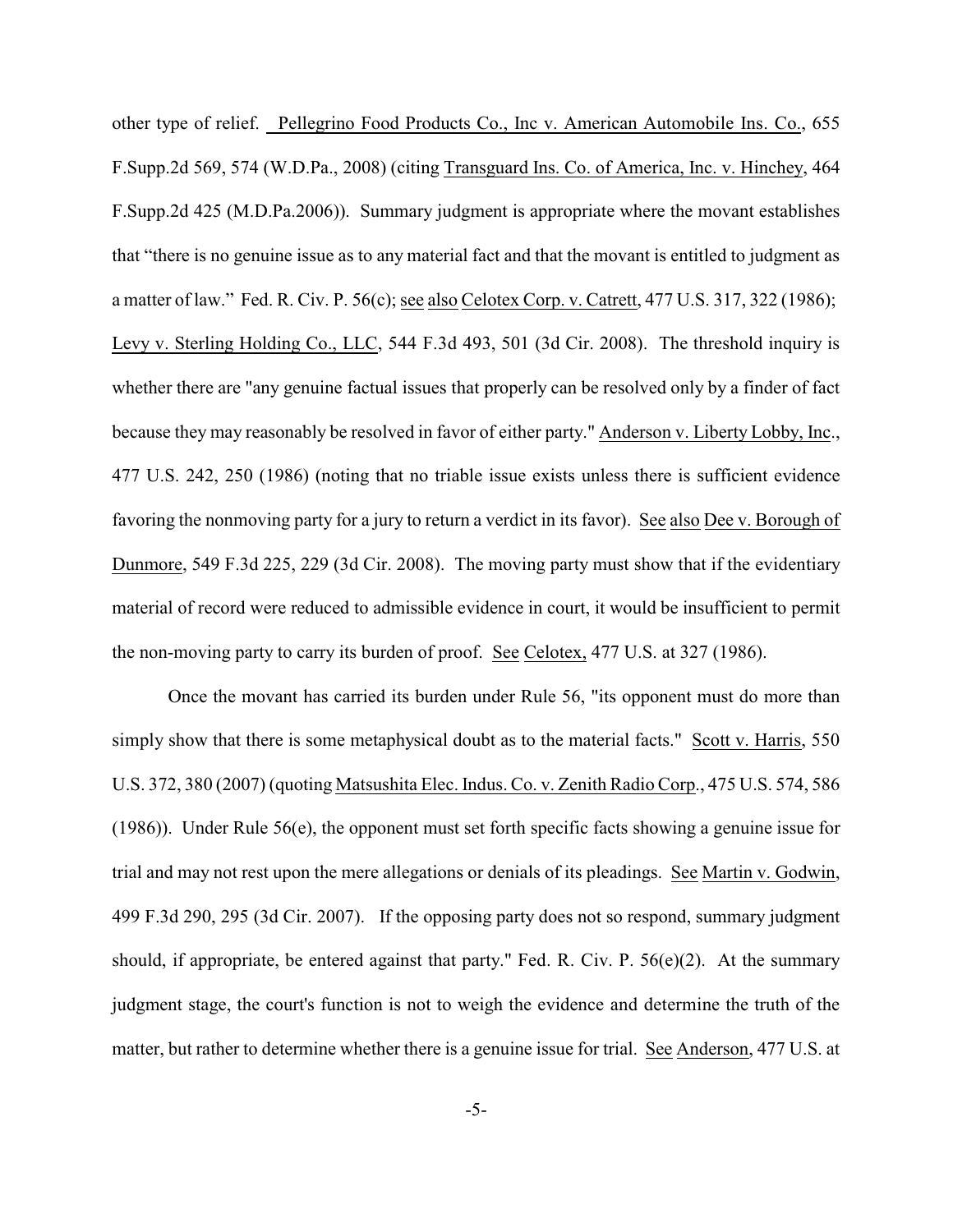other type of relief. Pellegrino Food Products Co., Inc v. American Automobile Ins. Co., 655 F.Supp.2d 569, 574 (W.D.Pa., 2008) (citing Transguard Ins. Co. of America, Inc. v. Hinchey, 464 F.Supp.2d 425 (M.D.Pa.2006)). Summary judgment is appropriate where the movant establishes that "there is no genuine issue as to any material fact and that the movant is entitled to judgment as a matter of law." Fed. R. Civ. P. 56(c); see also Celotex Corp. v. Catrett, 477 U.S. 317, 322 (1986); Levy v. Sterling Holding Co., LLC, 544 F.3d 493, 501 (3d Cir. 2008). The threshold inquiry is whether there are "any genuine factual issues that properly can be resolved only by a finder of fact because they may reasonably be resolved in favor of either party." Anderson v. Liberty Lobby, Inc., 477 U.S. 242, 250 (1986) (noting that no triable issue exists unless there is sufficient evidence favoring the nonmoving party for a jury to return a verdict in its favor). See also Dee v. Borough of Dunmore, 549 F.3d 225, 229 (3d Cir. 2008). The moving party must show that if the evidentiary material of record were reduced to admissible evidence in court, it would be insufficient to permit the non-moving party to carry its burden of proof. See Celotex, 477 U.S. at 327 (1986).

Once the movant has carried its burden under Rule 56, "its opponent must do more than simply show that there is some metaphysical doubt as to the material facts." Scott v. Harris, 550 U.S. 372, 380 (2007) (quoting Matsushita Elec. Indus. Co. v. Zenith Radio Corp., 475 U.S. 574, 586 (1986)). Under Rule 56(e), the opponent must set forth specific facts showing a genuine issue for trial and may not rest upon the mere allegations or denials of its pleadings. See Martin v. Godwin, 499 F.3d 290, 295 (3d Cir. 2007). If the opposing party does not so respond, summary judgment should, if appropriate, be entered against that party." Fed. R. Civ. P. 56(e)(2). At the summary judgment stage, the court's function is not to weigh the evidence and determine the truth of the matter, but rather to determine whether there is a genuine issue for trial. See Anderson, 477 U.S. at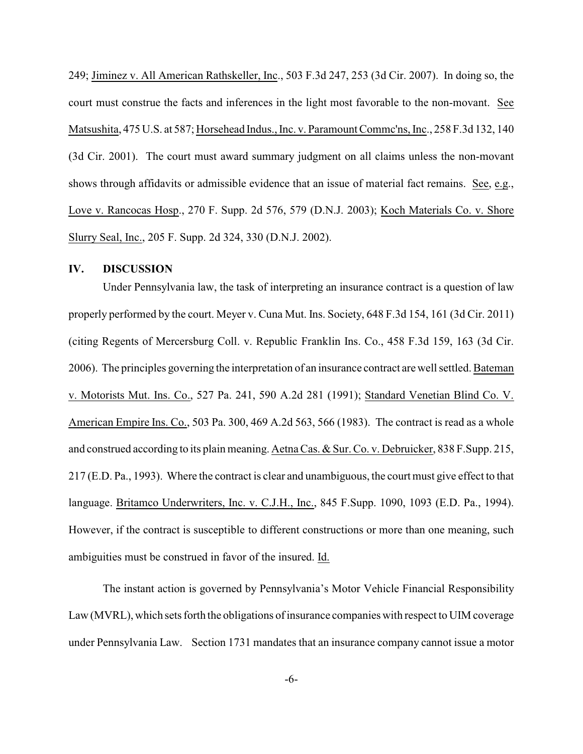249; Jiminez v. All American Rathskeller, Inc., 503 F.3d 247, 253 (3d Cir. 2007). In doing so, the court must construe the facts and inferences in the light most favorable to the non-movant. See Matsushita, 475 U.S. at 587; Horsehead Indus., Inc. v. Paramount Commc'ns, Inc., 258 F.3d 132, 140 (3d Cir. 2001). The court must award summary judgment on all claims unless the non-movant shows through affidavits or admissible evidence that an issue of material fact remains. See, e.g., Love v. Rancocas Hosp., 270 F. Supp. 2d 576, 579 (D.N.J. 2003); Koch Materials Co. v. Shore Slurry Seal, Inc., 205 F. Supp. 2d 324, 330 (D.N.J. 2002).

## IV. DISCUSSION

Under Pennsylvania law, the task of interpreting an insurance contract is a question of law properly performed by the court. Meyer v. Cuna Mut. Ins. Society, 648 F.3d 154, 161 (3d Cir. 2011) (citing Regents of Mercersburg Coll. v. Republic Franklin Ins. Co., 458 F.3d 159, 163 (3d Cir. 2006). The principles governing the interpretation of an insurance contract are well settled. Bateman v. Motorists Mut. Ins. Co., 527 Pa. 241, 590 A.2d 281 (1991); Standard Venetian Blind Co. V. American Empire Ins. Co., 503 Pa. 300, 469 A.2d 563, 566 (1983). The contract is read as a whole and construed according to its plain meaning. Aetna Cas. & Sur. Co. v. Debruicker, 838 F.Supp. 215, 217 (E.D. Pa., 1993). Where the contract is clear and unambiguous, the court must give effect to that language. Britamco Underwriters, Inc. v. C.J.H., Inc., 845 F.Supp. 1090, 1093 (E.D. Pa., 1994). However, if the contract is susceptible to different constructions or more than one meaning, such ambiguities must be construed in favor of the insured. Id.

The instant action is governed by Pennsylvania's Motor Vehicle Financial Responsibility Law (MVRL), which sets forth the obligations of insurance companies with respect to UIM coverage under Pennsylvania Law. Section 1731 mandates that an insurance company cannot issue a motor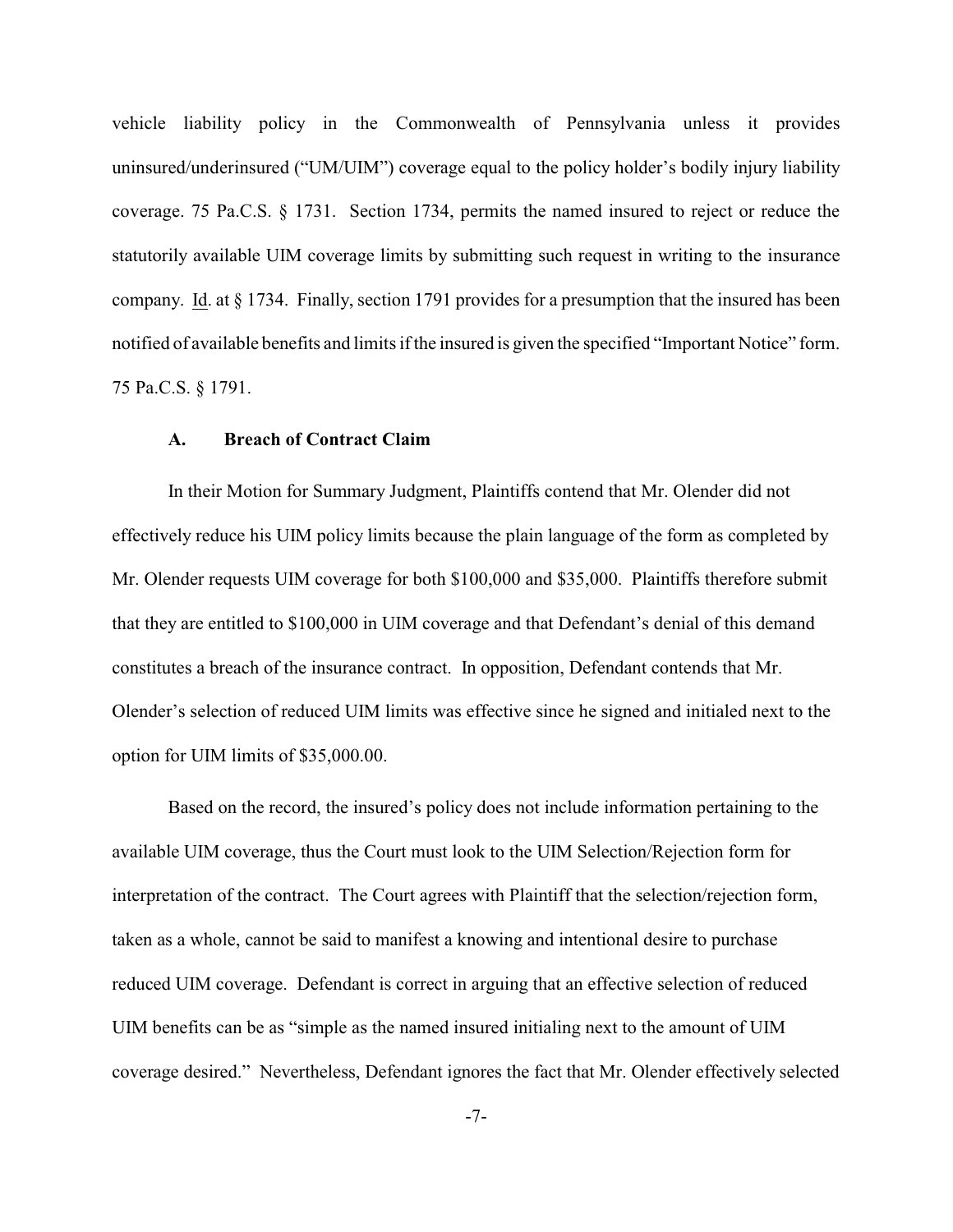vehicle liability policy in the Commonwealth of Pennsylvania unless it provides uninsured/underinsured ("UM/UIM") coverage equal to the policy holder's bodily injury liability coverage. 75 Pa.C.S. § 1731. Section 1734, permits the named insured to reject or reduce the statutorily available UIM coverage limits by submitting such request in writing to the insurance company. Id. at § 1734. Finally, section 1791 provides for a presumption that the insured has been notified of available benefits and limits if the insured is given the specified "Important Notice" form. 75 Pa.C.S. § 1791.

### A. Breach of Contract Claim

In their Motion for Summary Judgment, Plaintiffs contend that Mr. Olender did not effectively reduce his UIM policy limits because the plain language of the form as completed by Mr. Olender requests UIM coverage for both $100,000 and $35,000. Plaintiffs therefore submit that they are entitled to $100,000 in UIM coverage and that Defendant's denial of this demand constitutes a breach of the insurance contract. In opposition, Defendant contends that Mr. Olender's selection of reduced UIM limits was effective since he signed and initialed next to the option for UIM limits of $35,000.00.

Based on the record, the insured's policy does not include information pertaining to the available UIM coverage, thus the Court must look to the UIM Selection/Rejection form for interpretation of the contract. The Court agrees with Plaintiff that the selection/rejection form, taken as a whole, cannot be said to manifest a knowing and intentional desire to purchase reduced UIM coverage. Defendant is correct in arguing that an effective selection of reduced UIM benefits can be as "simple as the named insured initialing next to the amount of UIM coverage desired." Nevertheless, Defendant ignores the fact that Mr. Olender effectively selected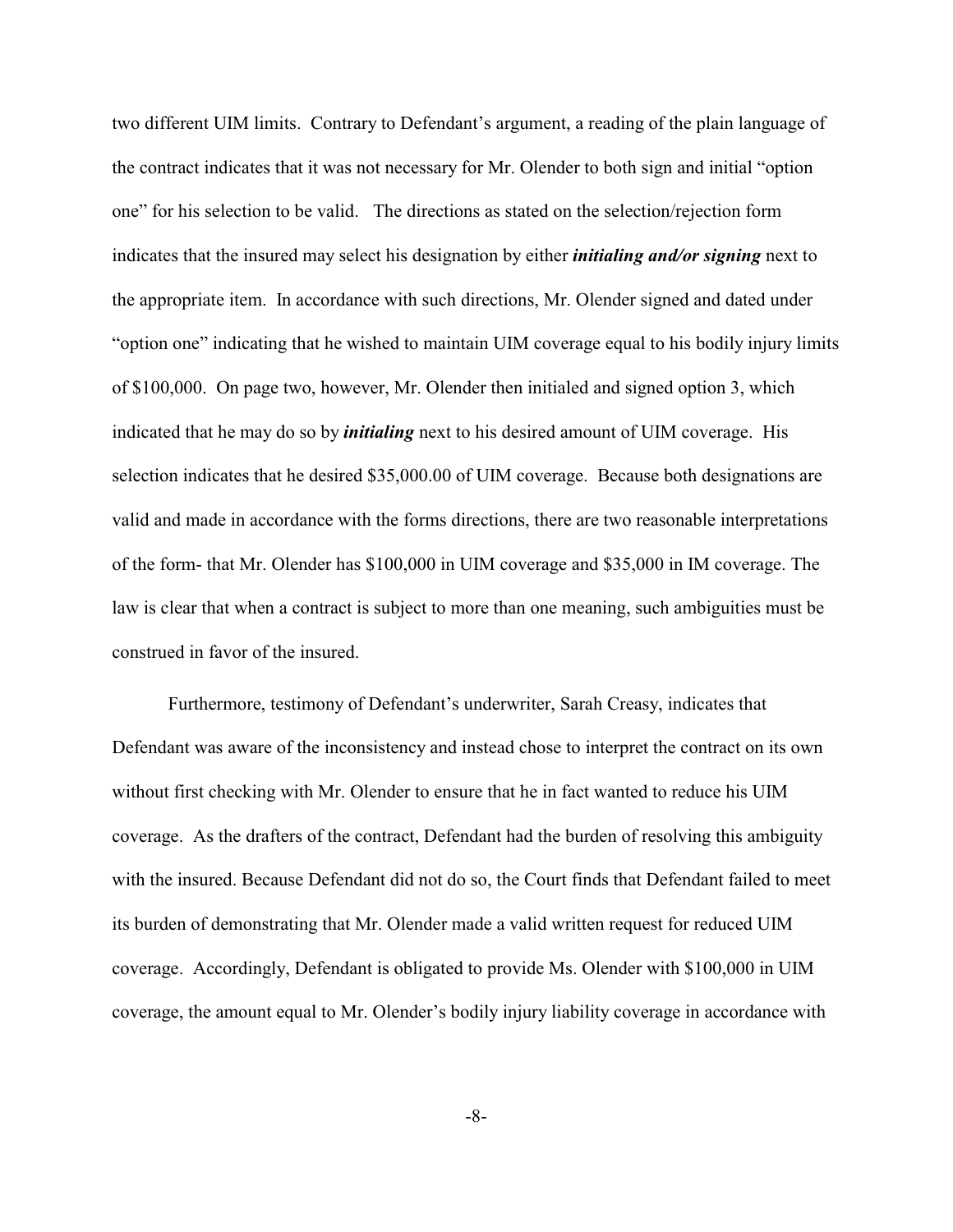two different UIM limits. Contrary to Defendant's argument, a reading of the plain language of the contract indicates that it was not necessary for Mr. Olender to both sign and initial "option one" for his selection to be valid. The directions as stated on the selection/rejection form indicates that the insured may select his designation by either ***initialing and/or signing*** next to the appropriate item. In accordance with such directions, Mr. Olender signed and dated under "option one" indicating that he wished to maintain UIM coverage equal to his bodily injury limits of $100,000. On page two, however, Mr. Olender then initialed and signed option 3, which indicated that he may do so by ***initialing*** next to his desired amount of UIM coverage. His selection indicates that he desired $35,000.00 of UIM coverage. Because both designations are valid and made in accordance with the forms directions, there are two reasonable interpretations of the form- that Mr. Olender has $100,000 in UIM coverage and $35,000 in IM coverage. The law is clear that when a contract is subject to more than one meaning, such ambiguities must be construed in favor of the insured.

Furthermore, testimony of Defendant's underwriter, Sarah Creasy, indicates that Defendant was aware of the inconsistency and instead chose to interpret the contract on its own without first checking with Mr. Olender to ensure that he in fact wanted to reduce his UIM coverage. As the drafters of the contract, Defendant had the burden of resolving this ambiguity with the insured. Because Defendant did not do so, the Court finds that Defendant failed to meet its burden of demonstrating that Mr. Olender made a valid written request for reduced UIM coverage. Accordingly, Defendant is obligated to provide Ms. Olender with $100,000 in UIM coverage, the amount equal to Mr. Olender's bodily injury liability coverage in accordance with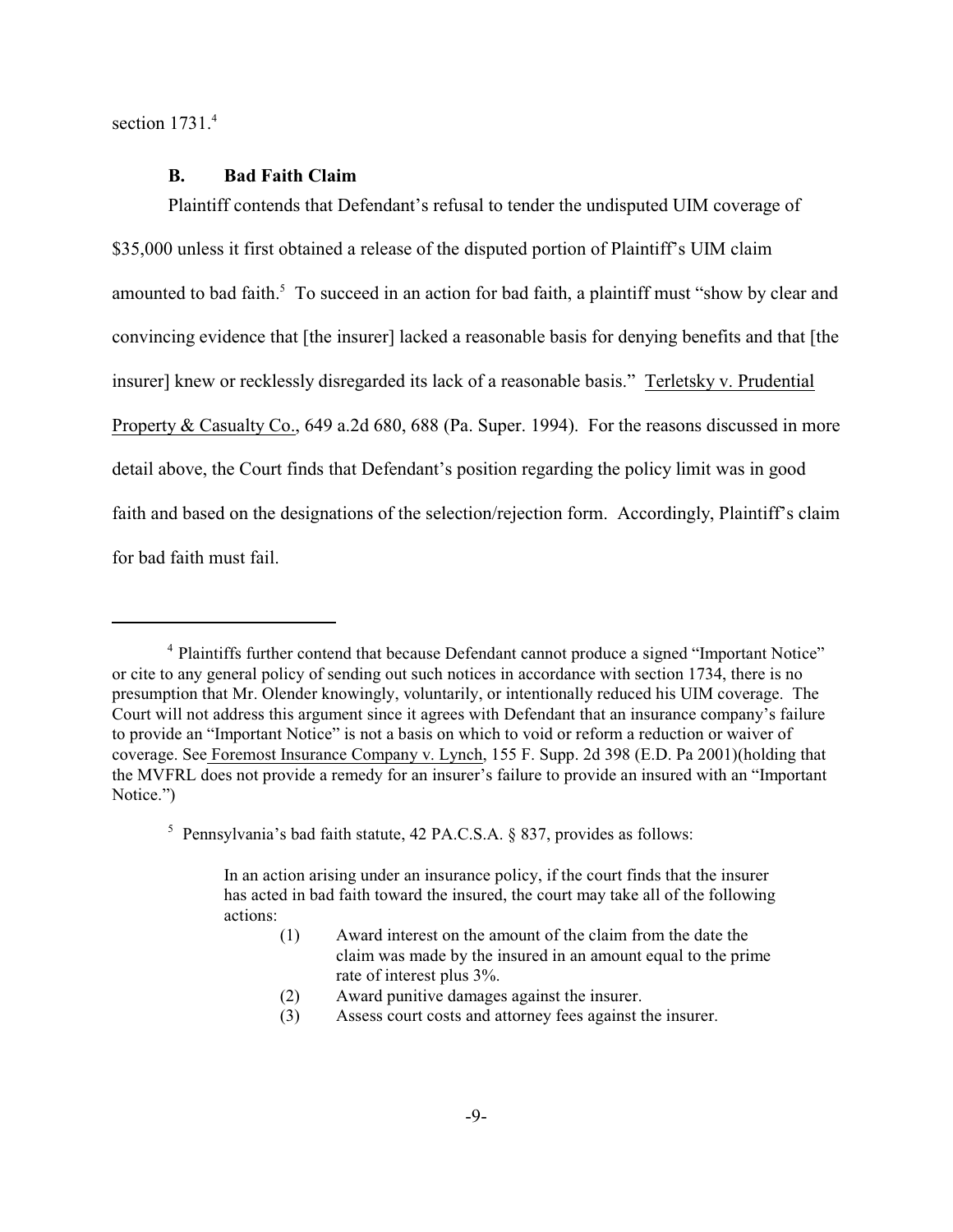section 1731.[4]

### B. Bad Faith Claim

Plaintiff contends that Defendant's refusal to tender the undisputed UIM coverage of $35,000 unless it first obtained a release of the disputed portion of Plaintiff's UIM claim amounted to bad faith.[5] To succeed in an action for bad faith, a plaintiff must "show by clear and convincing evidence that [the insurer] lacked a reasonable basis for denying benefits and that [the insurer] knew or recklessly disregarded its lack of a reasonable basis." Terletsky v. Prudential Property & Casualty Co., 649 a.2d 680, 688 (Pa. Super. 1994). For the reasons discussed in more detail above, the Court finds that Defendant's position regarding the policy limit was in good faith and based on the designations of the selection/rejection form. Accordingly, Plaintiff's claim for bad faith must fail.

---

[4] Plaintiffs further contend that because Defendant cannot produce a signed "Important Notice" or cite to any general policy of sending out such notices in accordance with section 1734, there is no presumption that Mr. Olender knowingly, voluntarily, or intentionally reduced his UIM coverage. The Court will not address this argument since it agrees with Defendant that an insurance company's failure to provide an "Important Notice" is not a basis on which to void or reform a reduction or waiver of coverage. See Foremost Insurance Company v. Lynch, 155 F. Supp. 2d 398 (E.D. Pa 2001)(holding that the MVFRL does not provide a remedy for an insurer's failure to provide an insured with an "Important Notice.")

[5] Pennsylvania's bad faith statute, 42 PA.C.S.A. § 837, provides as follows:

> In an action arising under an insurance policy, if the court finds that the insurer has acted in bad faith toward the insured, the court may take all of the following actions:
>
> (1) Award interest on the amount of the claim from the date the claim was made by the insured in an amount equal to the prime rate of interest plus 3%.
>
> (2) Award punitive damages against the insurer.
>
> (3) Assess court costs and attorney fees against the insurer.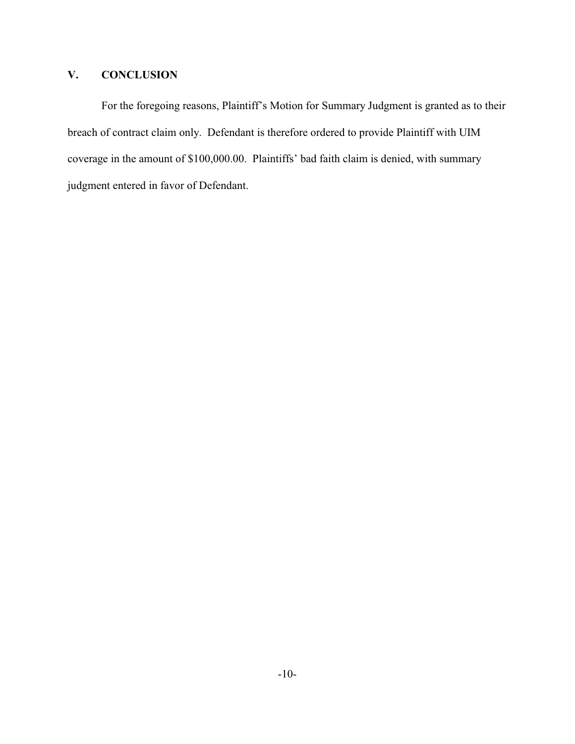## V. CONCLUSION

For the foregoing reasons, Plaintiff's Motion for Summary Judgment is granted as to their breach of contract claim only. Defendant is therefore ordered to provide Plaintiff with UIM coverage in the amount of $100,000.00. Plaintiffs' bad faith claim is denied, with summary judgment entered in favor of Defendant.